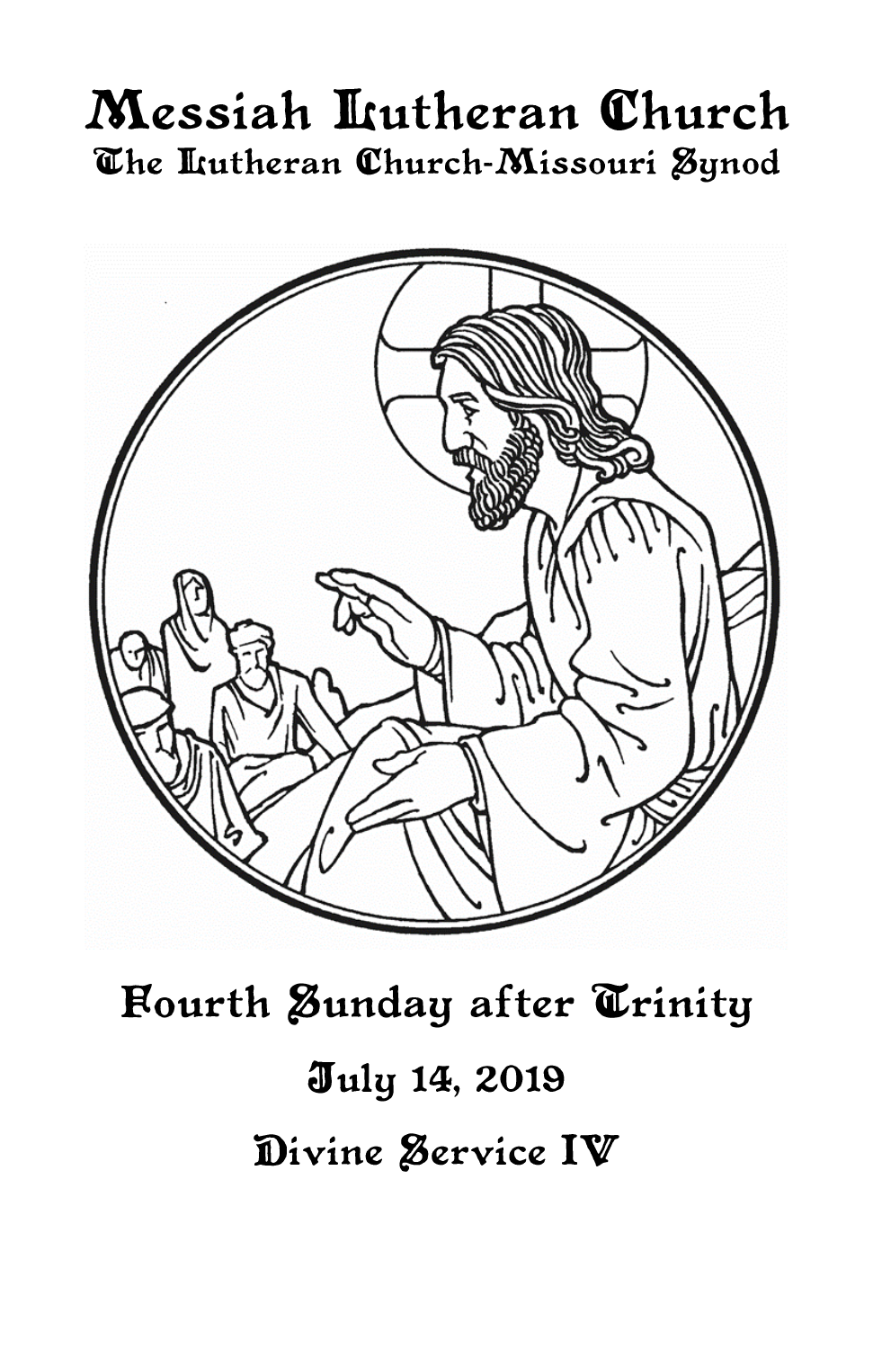# Messiah Lutheran Church

## The Lutheran Church-Missouri Synod

## Fourth Sunday after Trinity

## July 14, 2019

## Divine Service IV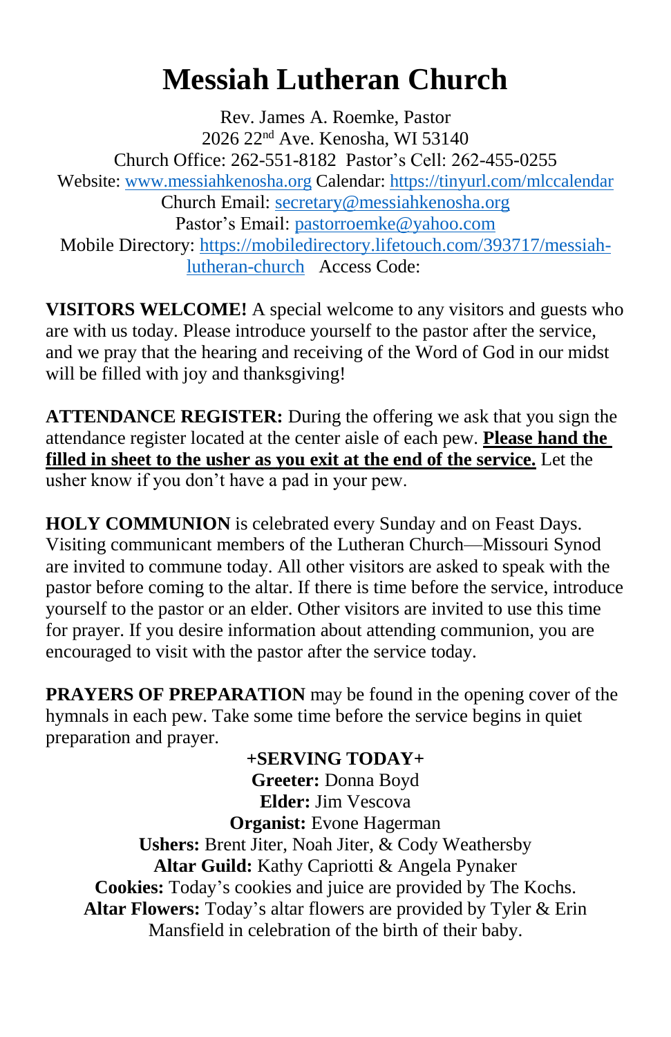# Messiah Lutheran Church

Rev. James A. Roemke, Pastor
2026 22nd Ave. Kenosha, WI 53140
Church Office: 262-551-8182 Pastor's Cell: 262-455-0255
Website: www.messiahkenosha.org Calendar: https://tinyurl.com/mlccalendar
Church Email: secretary@messiahkenosha.org
Pastor's Email: pastorroemke@yahoo.com
Mobile Directory: https://mobiledirectory.lifetouch.com/393717/messiah-lutheran-church Access Code:

**VISITORS WELCOME!** A special welcome to any visitors and guests who are with us today. Please introduce yourself to the pastor after the service, and we pray that the hearing and receiving of the Word of God in our midst will be filled with joy and thanksgiving!

**ATTENDANCE REGISTER:** During the offering we ask that you sign the attendance register located at the center aisle of each pew. **Please hand the filled in sheet to the usher as you exit at the end of the service.** Let the usher know if you don't have a pad in your pew.

**HOLY COMMUNION** is celebrated every Sunday and on Feast Days. Visiting communicant members of the Lutheran Church—Missouri Synod are invited to commune today. All other visitors are asked to speak with the pastor before coming to the altar. If there is time before the service, introduce yourself to the pastor or an elder. Other visitors are invited to use this time for prayer. If you desire information about attending communion, you are encouraged to visit with the pastor after the service today.

**PRAYERS OF PREPARATION** may be found in the opening cover of the hymnals in each pew. Take some time before the service begins in quiet preparation and prayer.

**+SERVING TODAY+**

**Greeter:** Donna Boyd
**Elder:** Jim Vescova
**Organist:** Evone Hagerman
**Ushers:** Brent Jiter, Noah Jiter, & Cody Weathersby
**Altar Guild:** Kathy Capriotti & Angela Pynaker
**Cookies:** Today's cookies and juice are provided by The Kochs.
**Altar Flowers:** Today's altar flowers are provided by Tyler & Erin Mansfield in celebration of the birth of their baby.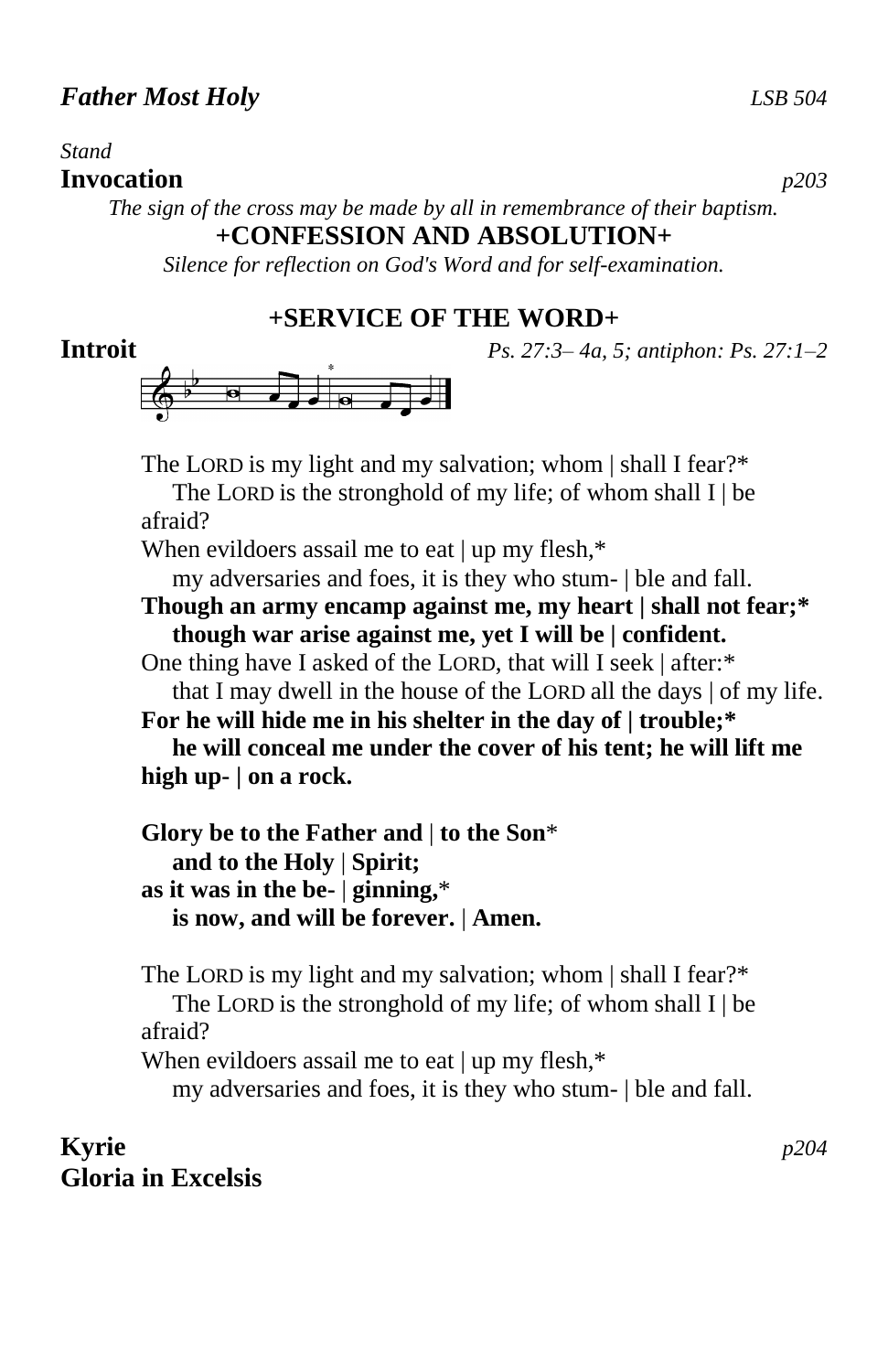***Father Most Holy*** *LSB 504*

*Stand*

**Invocation** *p203*

*The sign of the cross may be made by all in remembrance of their baptism.*

**+CONFESSION AND ABSOLUTION+**

*Silence for reflection on God's Word and for self-examination.*

## +SERVICE OF THE WORD+

**Introit** *Ps. 27:3– 4a, 5; antiphon: Ps. 27:1–2*

The LORD is my light and my salvation; whom | shall I fear?*
 The LORD is the stronghold of my life; of whom shall I | be afraid?
When evildoers assail me to eat | up my flesh,*
 my adversaries and foes, it is they who stum- | ble and fall.
**Though an army encamp against me, my heart | shall not fear;***
 **though war arise against me, yet I will be | confident.**
One thing have I asked of the LORD, that will I seek | after:*
 that I may dwell in the house of the LORD all the days | of my life.
**For he will hide me in his shelter in the day of | trouble;***
 **he will conceal me under the cover of his tent; he will lift me high up- | on a rock.**

**Glory be to the Father and | to the Son***
 **and to the Holy | Spirit;**
**as it was in the be- | ginning,***
 **is now, and will be forever. | Amen.**

The LORD is my light and my salvation; whom | shall I fear?*
 The LORD is the stronghold of my life; of whom shall I | be afraid?
When evildoers assail me to eat | up my flesh,*
 my adversaries and foes, it is they who stum- | ble and fall.

**Kyrie** *p204*

**Gloria in Excelsis**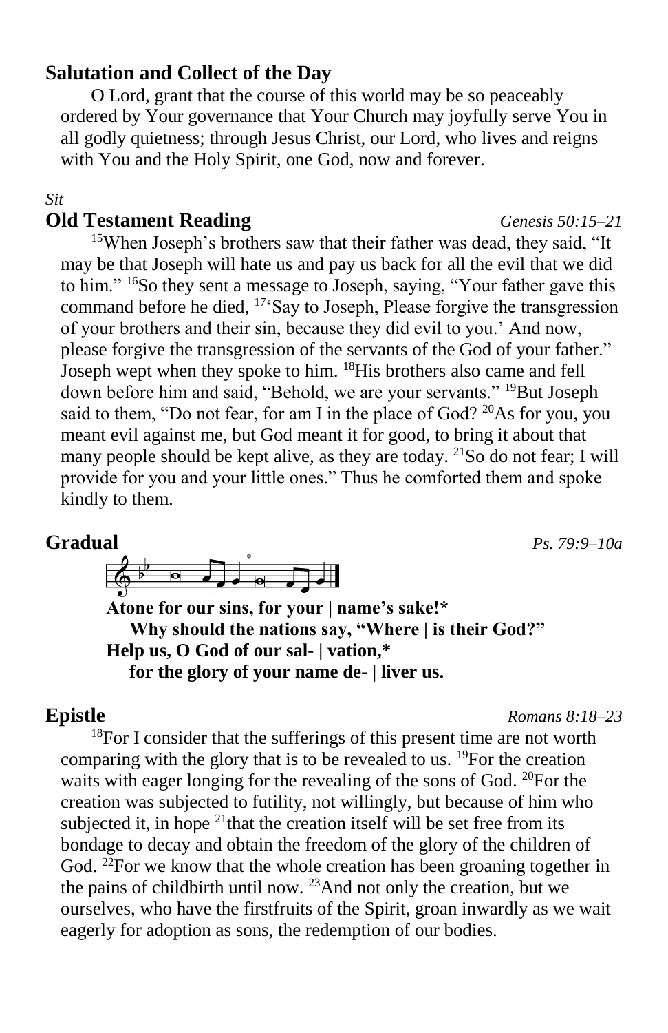## Salutation and Collect of the Day

O Lord, grant that the course of this world may be so peaceably ordered by Your governance that Your Church may joyfully serve You in all godly quietness; through Jesus Christ, our Lord, who lives and reigns with You and the Holy Spirit, one God, now and forever.

*Sit*

## Old Testament Reading *Genesis 50:15–21*

[15]When Joseph's brothers saw that their father was dead, they said, "It may be that Joseph will hate us and pay us back for all the evil that we did to him." [16]So they sent a message to Joseph, saying, "Your father gave this command before he died, [17]'Say to Joseph, Please forgive the transgression of your brothers and their sin, because they did evil to you.' And now, please forgive the transgression of the servants of the God of your father." Joseph wept when they spoke to him. [18]His brothers also came and fell down before him and said, "Behold, we are your servants." [19]But Joseph said to them, "Do not fear, for am I in the place of God? [20]As for you, you meant evil against me, but God meant it for good, to bring it about that many people should be kept alive, as they are today. [21]So do not fear; I will provide for you and your little ones." Thus he comforted them and spoke kindly to them.

## Gradual *Ps. 79:9–10a*

**Atone for our sins, for your | name's sake!\***
**Why should the nations say, "Where | is their God?"**
**Help us, O God of our sal- | vation,\***
**for the glory of your name de- | liver us.**

## Epistle *Romans 8:18–23*

[18]For I consider that the sufferings of this present time are not worth comparing with the glory that is to be revealed to us. [19]For the creation waits with eager longing for the revealing of the sons of God. [20]For the creation was subjected to futility, not willingly, but because of him who subjected it, in hope [21]that the creation itself will be set free from its bondage to decay and obtain the freedom of the glory of the children of God. [22]For we know that the whole creation has been groaning together in the pains of childbirth until now. [23]And not only the creation, but we ourselves, who have the firstfruits of the Spirit, groan inwardly as we wait eagerly for adoption as sons, the redemption of our bodies.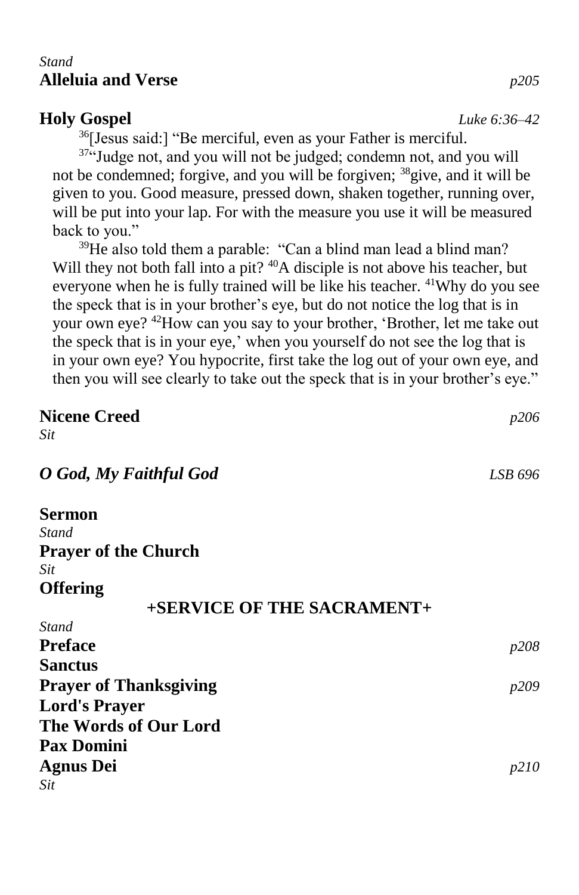*Stand*

**Alleluia and Verse** *p205*

**Holy Gospel** *Luke 6:36–42*

[36][Jesus said:] "Be merciful, even as your Father is merciful.

[37]"Judge not, and you will not be judged; condemn not, and you will not be condemned; forgive, and you will be forgiven; [38]give, and it will be given to you. Good measure, pressed down, shaken together, running over, will be put into your lap. For with the measure you use it will be measured back to you."

[39]He also told them a parable: "Can a blind man lead a blind man? Will they not both fall into a pit? [40]A disciple is not above his teacher, but everyone when he is fully trained will be like his teacher. [41]Why do you see the speck that is in your brother's eye, but do not notice the log that is in your own eye? [42]How can you say to your brother, 'Brother, let me take out the speck that is in your eye,' when you yourself do not see the log that is in your own eye? You hypocrite, first take the log out of your own eye, and then you will see clearly to take out the speck that is in your brother's eye."

**Nicene Creed** *p206*

*Sit*

***O God, My Faithful God*** *LSB 696*

**Sermon**

*Stand*

**Prayer of the Church**

*Sit*

**Offering**

**+SERVICE OF THE SACRAMENT+**

*Stand*

**Preface** *p208*

**Sanctus**

**Prayer of Thanksgiving** *p209*

**Lord's Prayer**

**The Words of Our Lord**

**Pax Domini**

**Agnus Dei** *p210*

*Sit*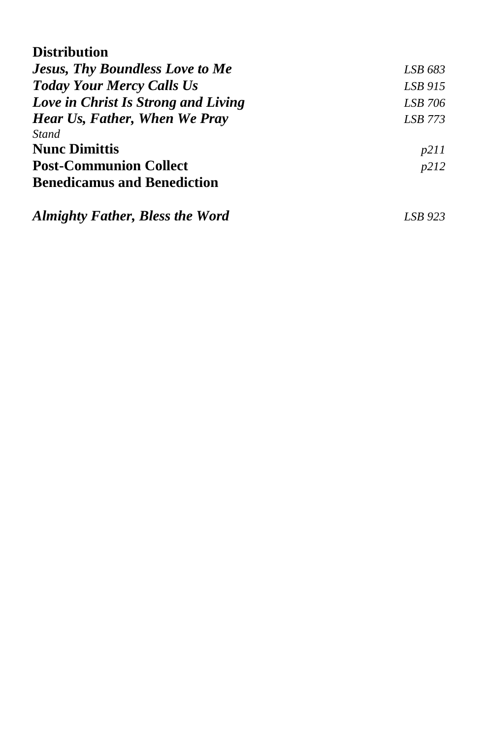**Distribution**

***Jesus, Thy Boundless Love to Me*** *LSB 683*

***Today Your Mercy Calls Us*** *LSB 915*

***Love in Christ Is Strong and Living*** *LSB 706*

***Hear Us, Father, When We Pray*** *LSB 773*

*Stand*

**Nunc Dimittis** *p211*

**Post-Communion Collect** *p212*

**Benedicamus and Benediction**

***Almighty Father, Bless the Word*** *LSB 923*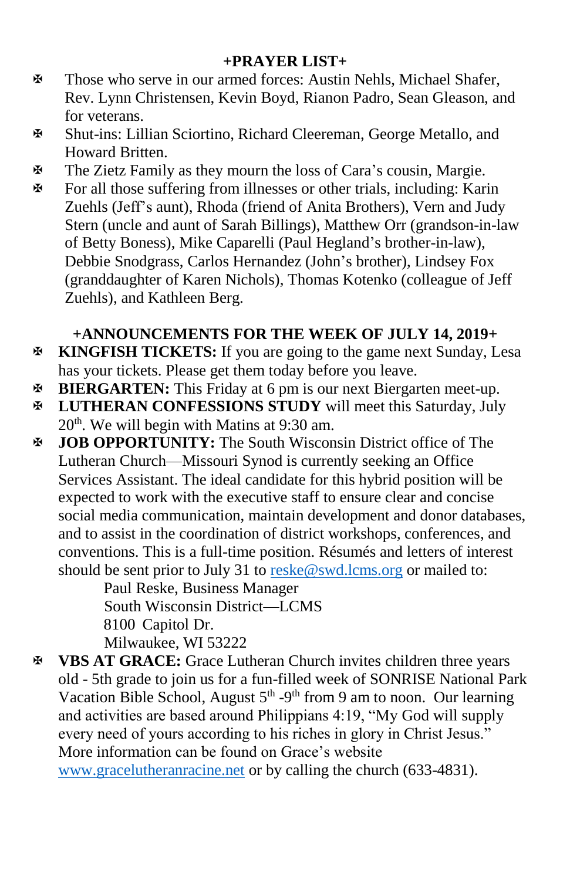## +PRAYER LIST+

- Those who serve in our armed forces: Austin Nehls, Michael Shafer, Rev. Lynn Christensen, Kevin Boyd, Rianon Padro, Sean Gleason, and for veterans.
- Shut-ins: Lillian Sciortino, Richard Cleereman, George Metallo, and Howard Britten.
- The Zietz Family as they mourn the loss of Cara's cousin, Margie.
- For all those suffering from illnesses or other trials, including: Karin Zuehls (Jeff's aunt), Rhoda (friend of Anita Brothers), Vern and Judy Stern (uncle and aunt of Sarah Billings), Matthew Orr (grandson-in-law of Betty Boness), Mike Caparelli (Paul Hegland's brother-in-law), Debbie Snodgrass, Carlos Hernandez (John's brother), Lindsey Fox (granddaughter of Karen Nichols), Thomas Kotenko (colleague of Jeff Zuehls), and Kathleen Berg.

## +ANNOUNCEMENTS FOR THE WEEK OF JULY 14, 2019+

- **KINGFISH TICKETS:** If you are going to the game next Sunday, Lesa has your tickets. Please get them today before you leave.
- **BIERGARTEN:** This Friday at 6 pm is our next Biergarten meet-up.
- **LUTHERAN CONFESSIONS STUDY** will meet this Saturday, July 20th. We will begin with Matins at 9:30 am.
- **JOB OPPORTUNITY:** The South Wisconsin District office of The Lutheran Church—Missouri Synod is currently seeking an Office Services Assistant. The ideal candidate for this hybrid position will be expected to work with the executive staff to ensure clear and concise social media communication, maintain development and donor databases, and to assist in the coordination of district workshops, conferences, and conventions. This is a full-time position. Résumés and letters of interest should be sent prior to July 31 to reske@swd.lcms.org or mailed to:

  Paul Reske, Business Manager
  South Wisconsin District—LCMS
  8100 Capitol Dr.
  Milwaukee, WI 53222

- **VBS AT GRACE:** Grace Lutheran Church invites children three years old - 5th grade to join us for a fun-filled week of SONRISE National Park Vacation Bible School, August 5th -9th from 9 am to noon. Our learning and activities are based around Philippians 4:19, "My God will supply every need of yours according to his riches in glory in Christ Jesus." More information can be found on Grace's website www.gracelutheranracine.net or by calling the church (633-4831).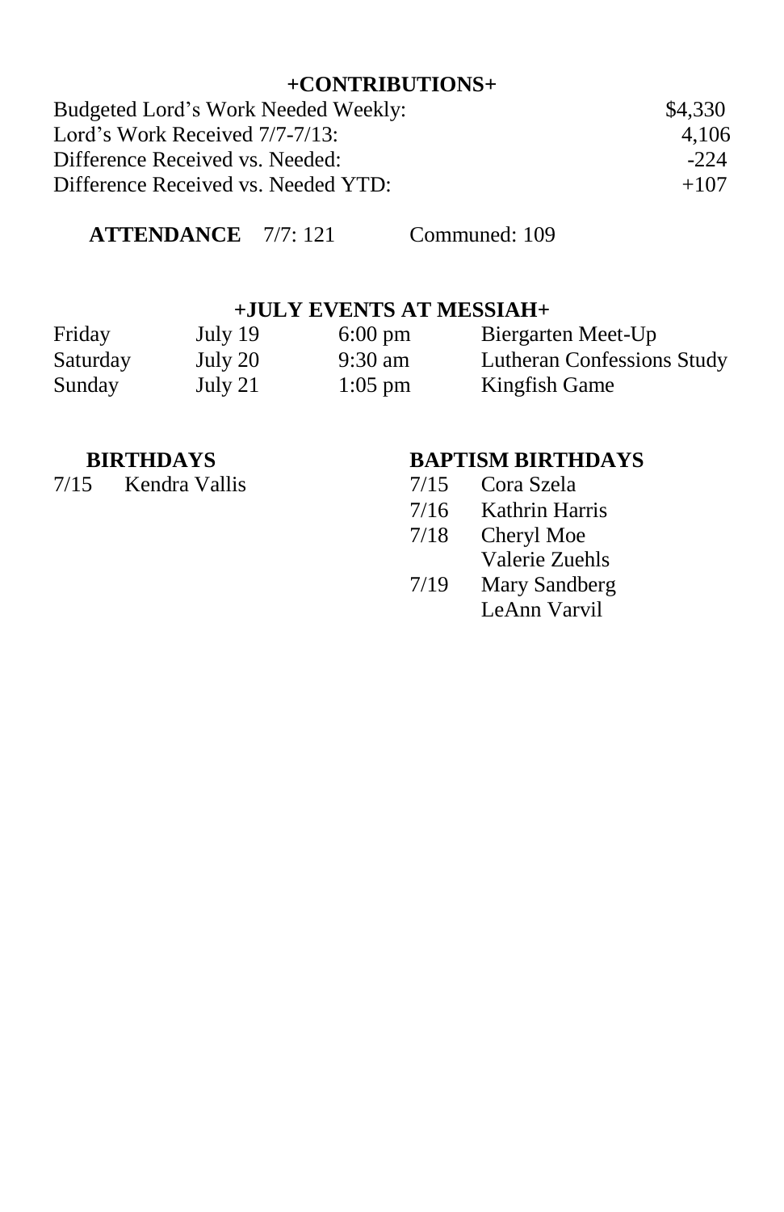## +CONTRIBUTIONS+

| | |
|---|---|
| Budgeted Lord's Work Needed Weekly: | $4,330 |
| Lord's Work Received 7/7-7/13: | 4,106 |
| Difference Received vs. Needed: | -224 |
| Difference Received vs. Needed YTD: | +107 |

**ATTENDANCE** 7/7: 121 Communed: 109

## +JULY EVENTS AT MESSIAH+

| | | | |
|---|---|---|---|
| Friday | July 19 | 6:00 pm | Biergarten Meet-Up |
| Saturday | July 20 | 9:30 am | Lutheran Confessions Study |
| Sunday | July 21 | 1:05 pm | Kingfish Game |

### BIRTHDAYS

7/15 Kendra Vallis

### BAPTISM BIRTHDAYS

7/15 Cora Szela
7/16 Kathrin Harris
7/18 Cheryl Moe
Valerie Zuehls
7/19 Mary Sandberg
LeAnn Varvil